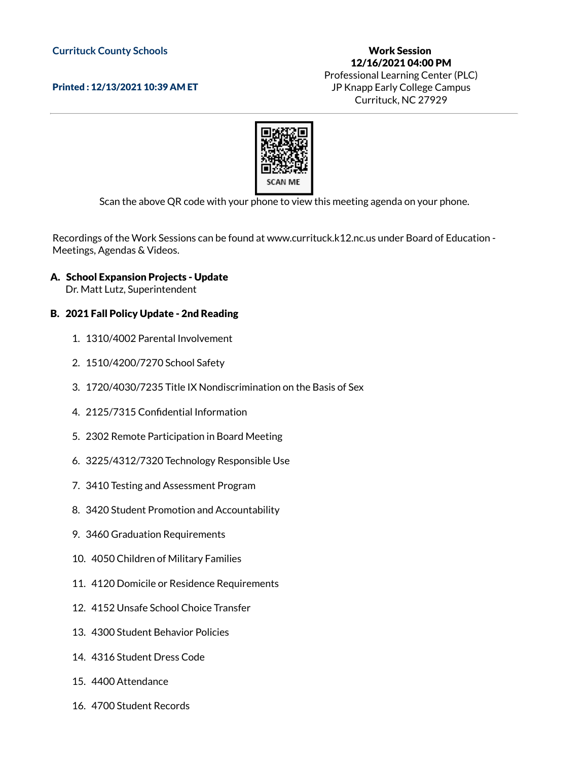Currituck County Schools

**Printed : 12/13/2021 10:39 AM ET**

**Work Session**
**12/16/2021 04:00 PM**
Professional Learning Center (PLC)
JP Knapp Early College Campus
Currituck, NC 27929

SCAN ME

Scan the above QR code with your phone to view this meeting agenda on your phone.

Recordings of the Work Sessions can be found at www.currituck.k12.nc.us under Board of Education - Meetings, Agendas & Videos.

**A. School Expansion Projects - Update**
Dr. Matt Lutz, Superintendent

**B. 2021 Fall Policy Update - 2nd Reading**

1. 1310/4002 Parental Involvement
2. 1510/4200/7270 School Safety
3. 1720/4030/7235 Title IX Nondiscrimination on the Basis of Sex
4. 2125/7315 Confidential Information
5. 2302 Remote Participation in Board Meeting
6. 3225/4312/7320 Technology Responsible Use
7. 3410 Testing and Assessment Program
8. 3420 Student Promotion and Accountability
9. 3460 Graduation Requirements
10. 4050 Children of Military Families
11. 4120 Domicile or Residence Requirements
12. 4152 Unsafe School Choice Transfer
13. 4300 Student Behavior Policies
14. 4316 Student Dress Code
15. 4400 Attendance
16. 4700 Student Records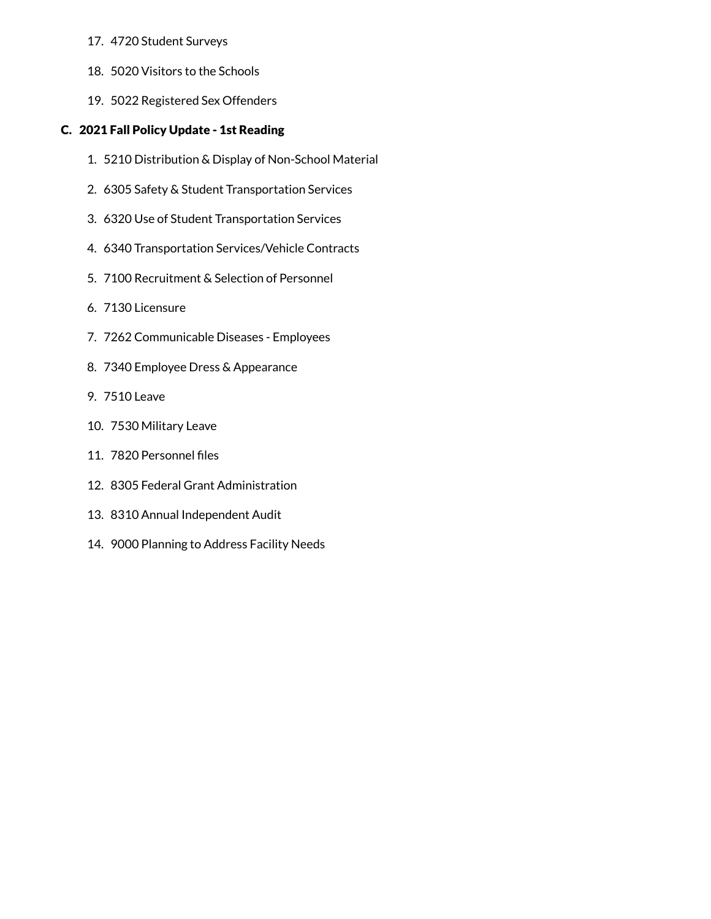17. 4720 Student Surveys
18. 5020 Visitors to the Schools
19. 5022 Registered Sex Offenders

**C. 2021 Fall Policy Update - 1st Reading**

1. 5210 Distribution & Display of Non-School Material
2. 6305 Safety & Student Transportation Services
3. 6320 Use of Student Transportation Services
4. 6340 Transportation Services/Vehicle Contracts
5. 7100 Recruitment & Selection of Personnel
6. 7130 Licensure
7. 7262 Communicable Diseases - Employees
8. 7340 Employee Dress & Appearance
9. 7510 Leave
10. 7530 Military Leave
11. 7820 Personnel files
12. 8305 Federal Grant Administration
13. 8310 Annual Independent Audit
14. 9000 Planning to Address Facility Needs